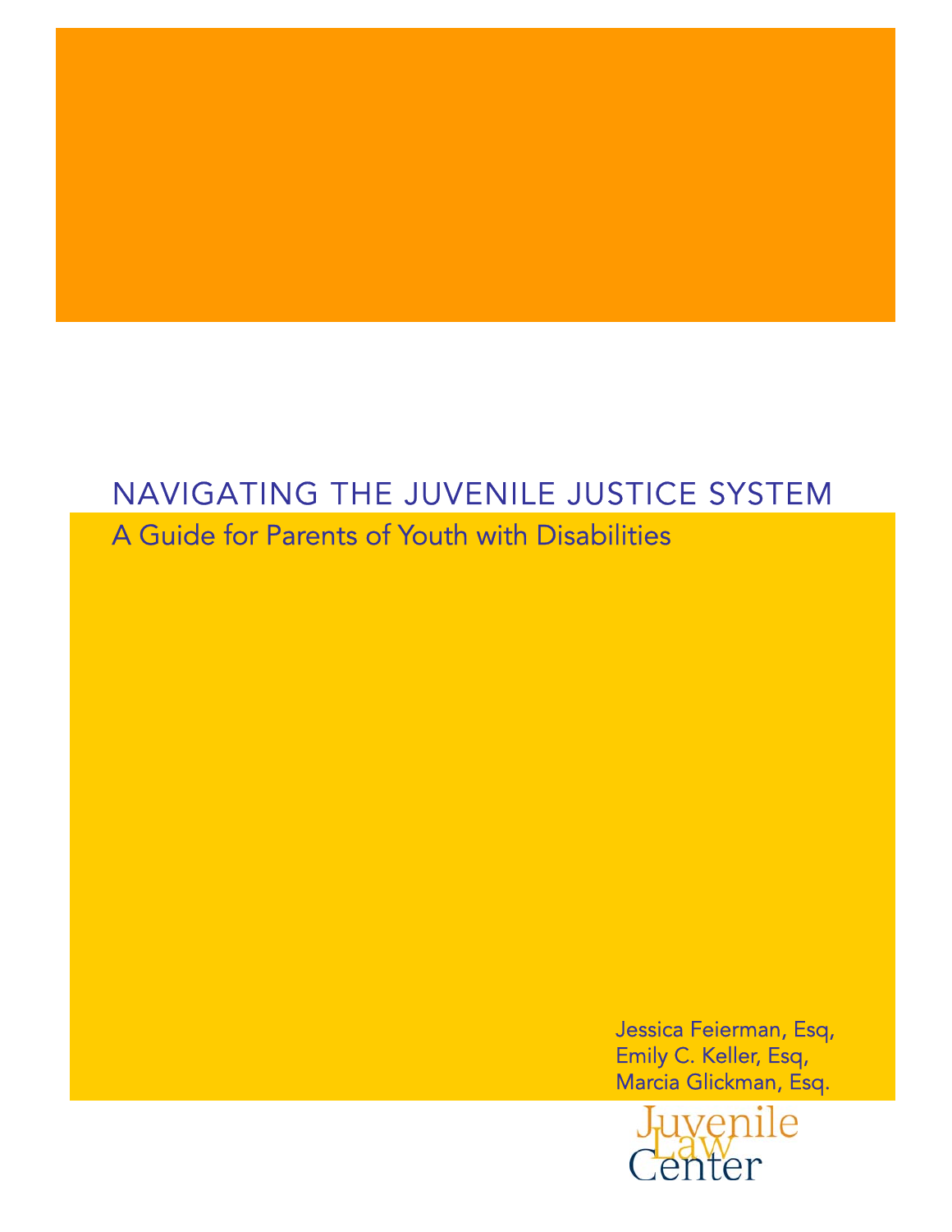# NAVIGATING THE JUVENILE JUSTICE SYSTEM

## A Guide for Parents of Youth with Disabilities

Jessica Feierman, Esq,
Emily C. Keller, Esq,
Marcia Glickman, Esq.

Juvenile Law Center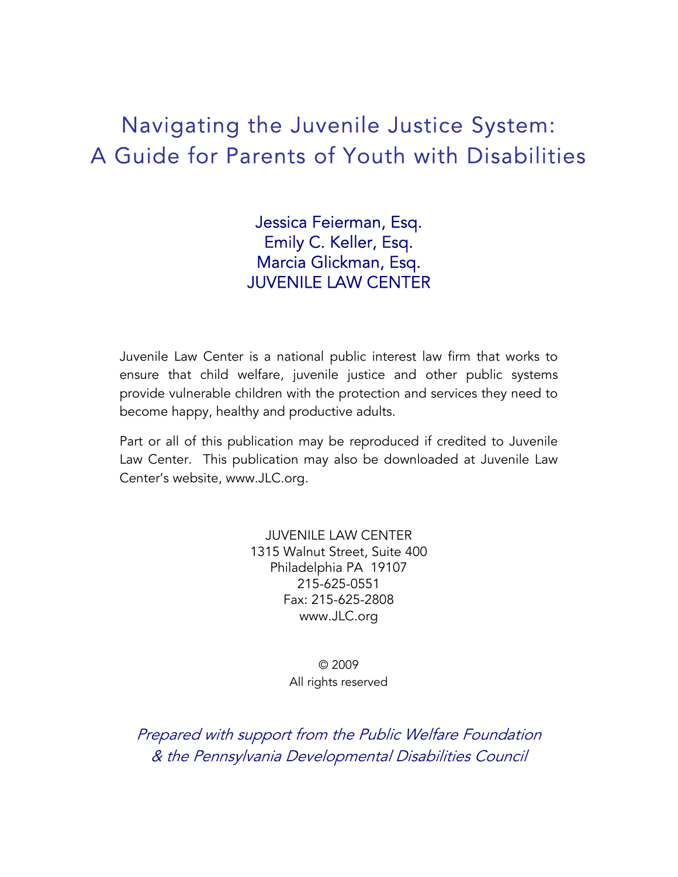# Navigating the Juvenile Justice System: A Guide for Parents of Youth with Disabilities

Jessica Feierman, Esq.
Emily C. Keller, Esq.
Marcia Glickman, Esq.
JUVENILE LAW CENTER

Juvenile Law Center is a national public interest law firm that works to ensure that child welfare, juvenile justice and other public systems provide vulnerable children with the protection and services they need to become happy, healthy and productive adults.

Part or all of this publication may be reproduced if credited to Juvenile Law Center. This publication may also be downloaded at Juvenile Law Center's website, www.JLC.org.

JUVENILE LAW CENTER
1315 Walnut Street, Suite 400
Philadelphia PA 19107
215-625-0551
Fax: 215-625-2808
www.JLC.org

© 2009
All rights reserved

*Prepared with support from the Public Welfare Foundation & the Pennsylvania Developmental Disabilities Council*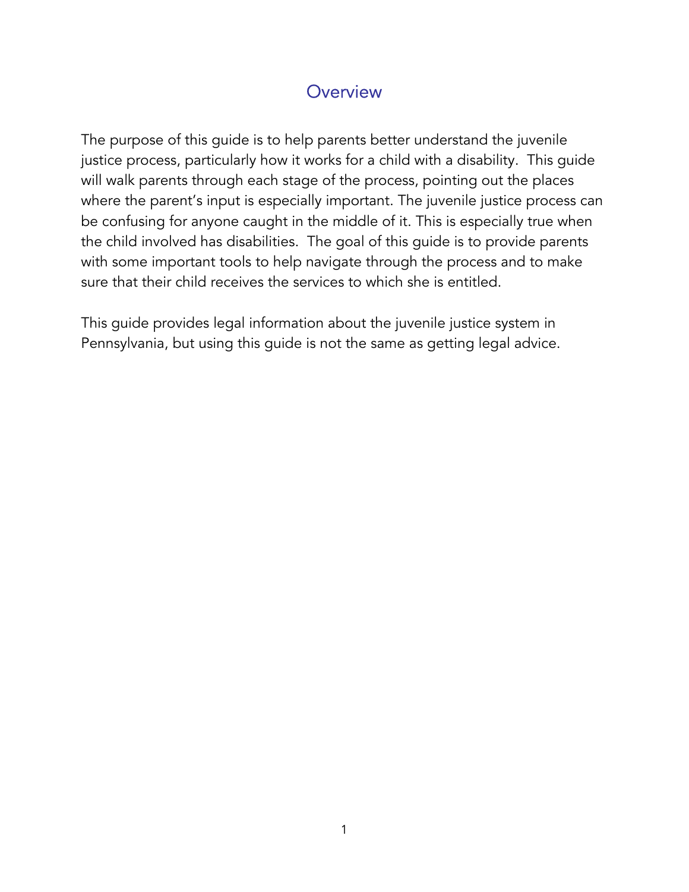# Overview

The purpose of this guide is to help parents better understand the juvenile justice process, particularly how it works for a child with a disability. This guide will walk parents through each stage of the process, pointing out the places where the parent's input is especially important. The juvenile justice process can be confusing for anyone caught in the middle of it. This is especially true when the child involved has disabilities. The goal of this guide is to provide parents with some important tools to help navigate through the process and to make sure that their child receives the services to which she is entitled.

This guide provides legal information about the juvenile justice system in Pennsylvania, but using this guide is not the same as getting legal advice.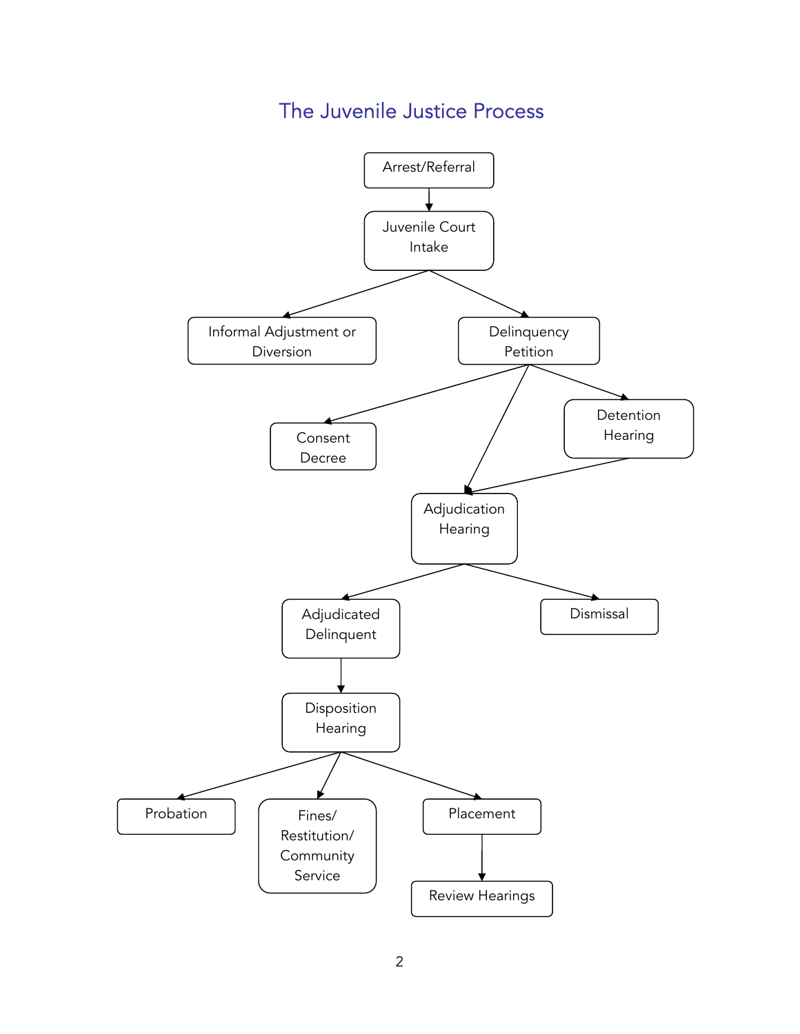# The Juvenile Justice Process

- Arrest/Referral
  - Juvenile Court Intake
    - Informal Adjustment or Diversion
    - Delinquency Petition
      - Consent Decree
      - Detention Hearing
        - Adjudication Hearing
      - Adjudication Hearing
        - Adjudicated Delinquent
          - Disposition Hearing
            - Probation
            - Fines/ Restitution/ Community Service
            - Placement
              - Review Hearings
        - Dismissal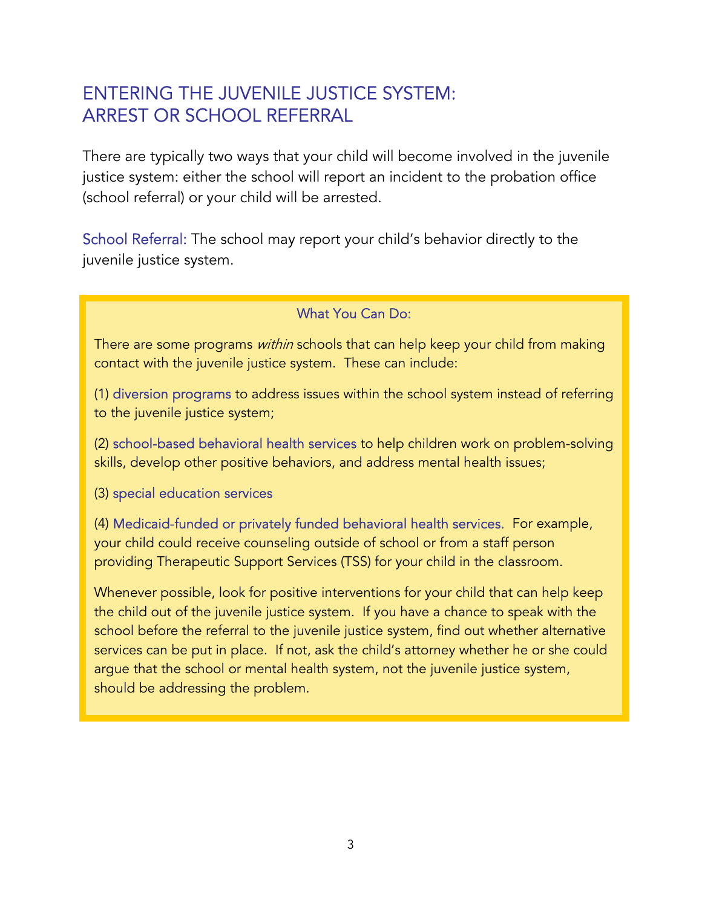## ENTERING THE JUVENILE JUSTICE SYSTEM: ARREST OR SCHOOL REFERRAL

There are typically two ways that your child will become involved in the juvenile justice system: either the school will report an incident to the probation office (school referral) or your child will be arrested.

School Referral: The school may report your child's behavior directly to the juvenile justice system.

### What You Can Do:

There are some programs *within* schools that can help keep your child from making contact with the juvenile justice system. These can include:

(1) diversion programs to address issues within the school system instead of referring to the juvenile justice system;

(2) school-based behavioral health services to help children work on problem-solving skills, develop other positive behaviors, and address mental health issues;

(3) special education services

(4) Medicaid-funded or privately funded behavioral health services. For example, your child could receive counseling outside of school or from a staff person providing Therapeutic Support Services (TSS) for your child in the classroom.

Whenever possible, look for positive interventions for your child that can help keep the child out of the juvenile justice system. If you have a chance to speak with the school before the referral to the juvenile justice system, find out whether alternative services can be put in place. If not, ask the child's attorney whether he or she could argue that the school or mental health system, not the juvenile justice system, should be addressing the problem.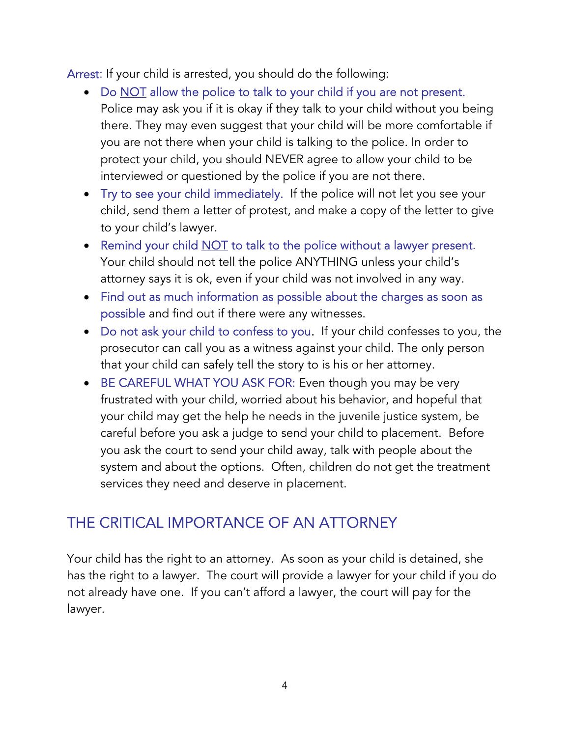Arrest: If your child is arrested, you should do the following:

- Do NOT allow the police to talk to your child if you are not present. Police may ask you if it is okay if they talk to your child without you being there. They may even suggest that your child will be more comfortable if you are not there when your child is talking to the police. In order to protect your child, you should NEVER agree to allow your child to be interviewed or questioned by the police if you are not there.
- Try to see your child immediately. If the police will not let you see your child, send them a letter of protest, and make a copy of the letter to give to your child's lawyer.
- Remind your child NOT to talk to the police without a lawyer present. Your child should not tell the police ANYTHING unless your child's attorney says it is ok, even if your child was not involved in any way.
- Find out as much information as possible about the charges as soon as possible and find out if there were any witnesses.
- Do not ask your child to confess to you. If your child confesses to you, the prosecutor can call you as a witness against your child. The only person that your child can safely tell the story to is his or her attorney.
- BE CAREFUL WHAT YOU ASK FOR: Even though you may be very frustrated with your child, worried about his behavior, and hopeful that your child may get the help he needs in the juvenile justice system, be careful before you ask a judge to send your child to placement. Before you ask the court to send your child away, talk with people about the system and about the options. Often, children do not get the treatment services they need and deserve in placement.

## THE CRITICAL IMPORTANCE OF AN ATTORNEY

Your child has the right to an attorney. As soon as your child is detained, she has the right to a lawyer. The court will provide a lawyer for your child if you do not already have one. If you can't afford a lawyer, the court will pay for the lawyer.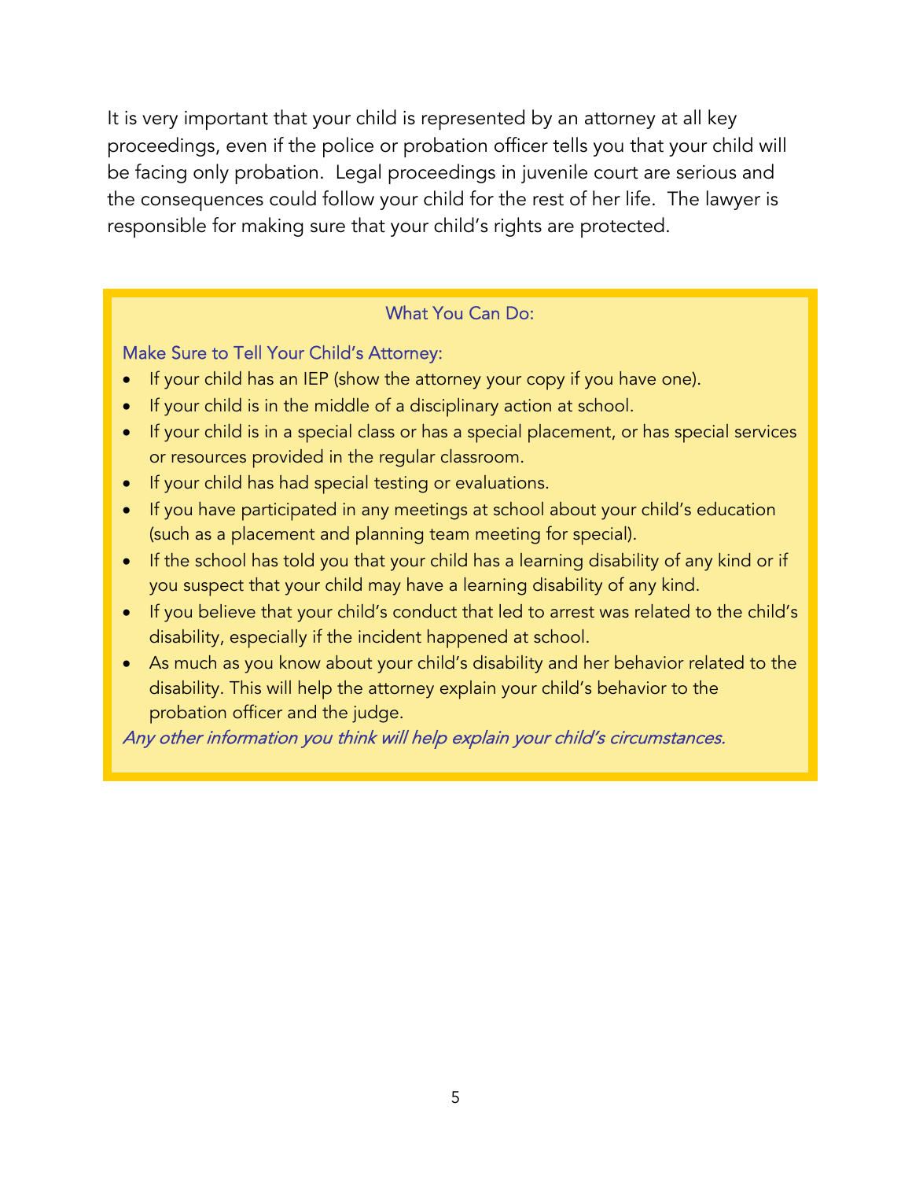It is very important that your child is represented by an attorney at all key proceedings, even if the police or probation officer tells you that your child will be facing only probation. Legal proceedings in juvenile court are serious and the consequences could follow your child for the rest of her life. The lawyer is responsible for making sure that your child's rights are protected.

### What You Can Do:

**Make Sure to Tell Your Child's Attorney:**

- If your child has an IEP (show the attorney your copy if you have one).
- If your child is in the middle of a disciplinary action at school.
- If your child is in a special class or has a special placement, or has special services or resources provided in the regular classroom.
- If your child has had special testing or evaluations.
- If you have participated in any meetings at school about your child's education (such as a placement and planning team meeting for special).
- If the school has told you that your child has a learning disability of any kind or if you suspect that your child may have a learning disability of any kind.
- If you believe that your child's conduct that led to arrest was related to the child's disability, especially if the incident happened at school.
- As much as you know about your child's disability and her behavior related to the disability. This will help the attorney explain your child's behavior to the probation officer and the judge.

*Any other information you think will help explain your child's circumstances.*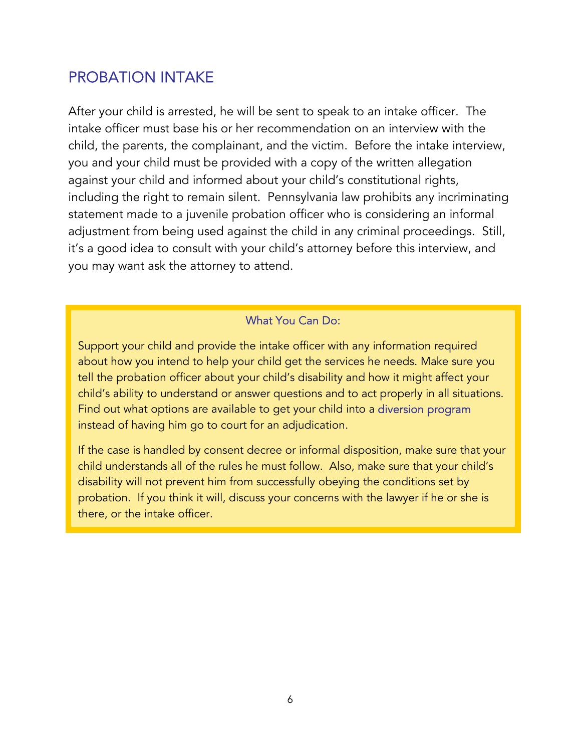## PROBATION INTAKE

After your child is arrested, he will be sent to speak to an intake officer. The intake officer must base his or her recommendation on an interview with the child, the parents, the complainant, and the victim. Before the intake interview, you and your child must be provided with a copy of the written allegation against your child and informed about your child's constitutional rights, including the right to remain silent. Pennsylvania law prohibits any incriminating statement made to a juvenile probation officer who is considering an informal adjustment from being used against the child in any criminal proceedings. Still, it's a good idea to consult with your child's attorney before this interview, and you may want ask the attorney to attend.

> ### What You Can Do:
>
> Support your child and provide the intake officer with any information required about how you intend to help your child get the services he needs. Make sure you tell the probation officer about your child's disability and how it might affect your child's ability to understand or answer questions and to act properly in all situations. Find out what options are available to get your child into a diversion program instead of having him go to court for an adjudication.
>
> If the case is handled by consent decree or informal disposition, make sure that your child understands all of the rules he must follow. Also, make sure that your child's disability will not prevent him from successfully obeying the conditions set by probation. If you think it will, discuss your concerns with the lawyer if he or she is there, or the intake officer.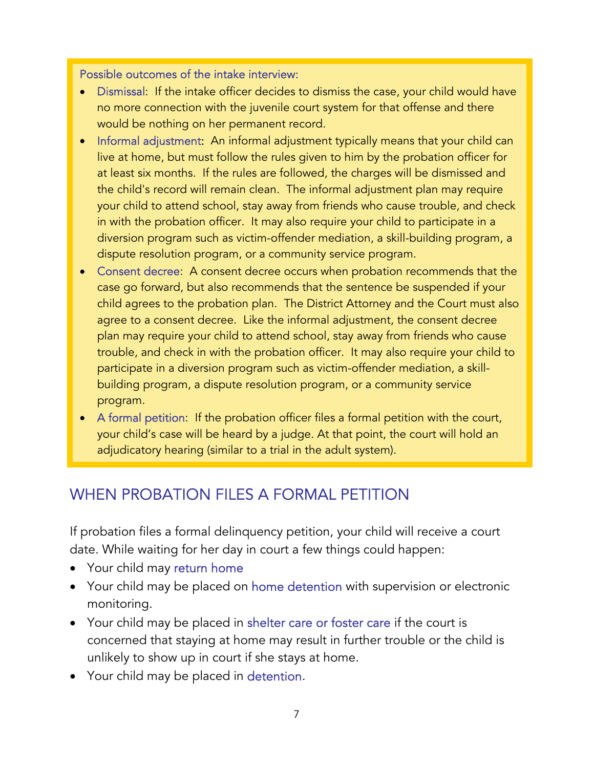Possible outcomes of the intake interview:

- Dismissal: If the intake officer decides to dismiss the case, your child would have no more connection with the juvenile court system for that offense and there would be nothing on her permanent record.
- Informal adjustment: An informal adjustment typically means that your child can live at home, but must follow the rules given to him by the probation officer for at least six months. If the rules are followed, the charges will be dismissed and the child's record will remain clean. The informal adjustment plan may require your child to attend school, stay away from friends who cause trouble, and check in with the probation officer. It may also require your child to participate in a diversion program such as victim-offender mediation, a skill-building program, a dispute resolution program, or a community service program.
- Consent decree: A consent decree occurs when probation recommends that the case go forward, but also recommends that the sentence be suspended if your child agrees to the probation plan. The District Attorney and the Court must also agree to a consent decree. Like the informal adjustment, the consent decree plan may require your child to attend school, stay away from friends who cause trouble, and check in with the probation officer. It may also require your child to participate in a diversion program such as victim-offender mediation, a skill-building program, a dispute resolution program, or a community service program.
- A formal petition: If the probation officer files a formal petition with the court, your child's case will be heard by a judge. At that point, the court will hold an adjudicatory hearing (similar to a trial in the adult system).

## WHEN PROBATION FILES A FORMAL PETITION

If probation files a formal delinquency petition, your child will receive a court date. While waiting for her day in court a few things could happen:

- Your child may return home
- Your child may be placed on home detention with supervision or electronic monitoring.
- Your child may be placed in shelter care or foster care if the court is concerned that staying at home may result in further trouble or the child is unlikely to show up in court if she stays at home.
- Your child may be placed in detention.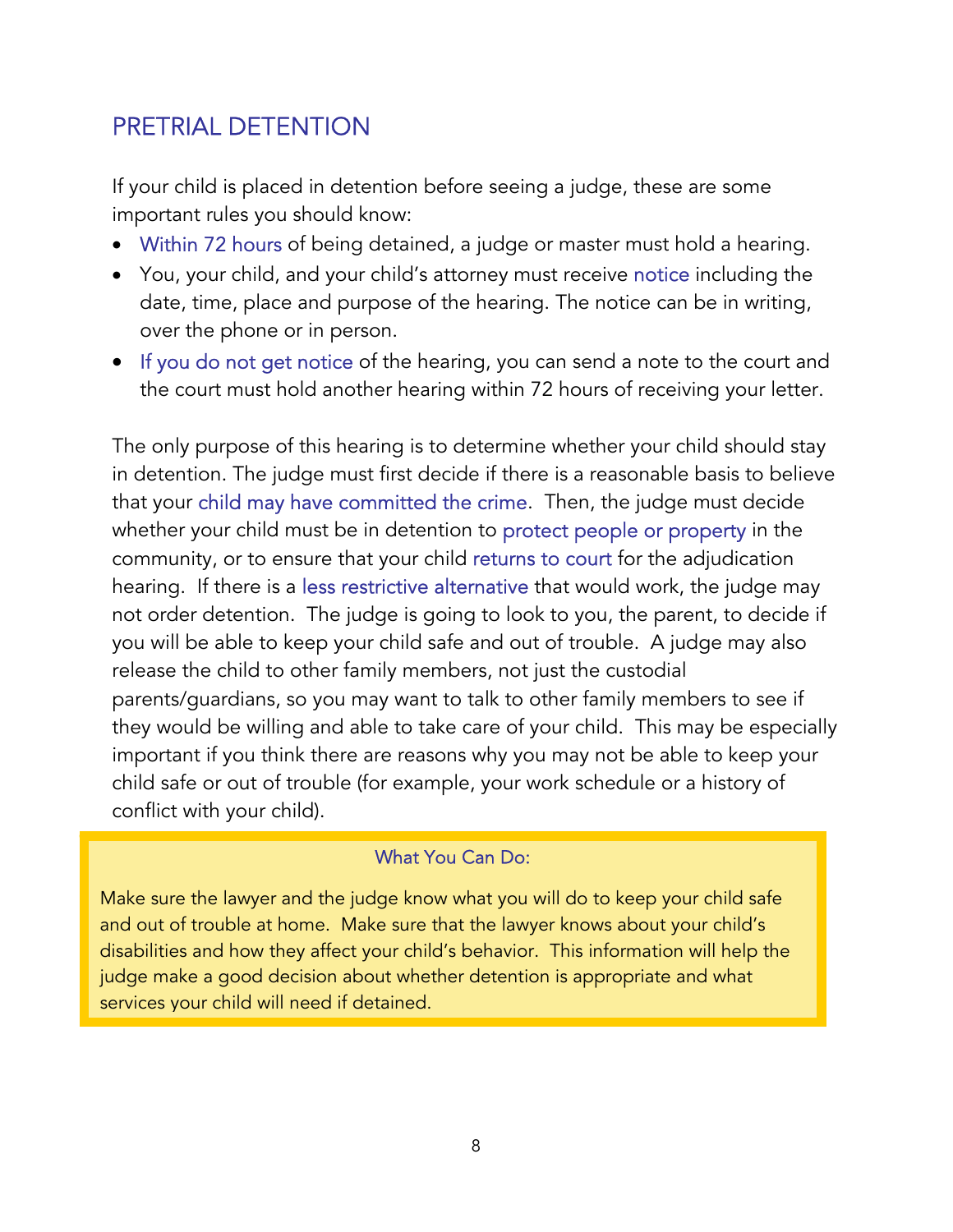## PRETRIAL DETENTION

If your child is placed in detention before seeing a judge, these are some important rules you should know:

- Within 72 hours of being detained, a judge or master must hold a hearing.
- You, your child, and your child's attorney must receive notice including the date, time, place and purpose of the hearing. The notice can be in writing, over the phone or in person.
- If you do not get notice of the hearing, you can send a note to the court and the court must hold another hearing within 72 hours of receiving your letter.

The only purpose of this hearing is to determine whether your child should stay in detention. The judge must first decide if there is a reasonable basis to believe that your child may have committed the crime. Then, the judge must decide whether your child must be in detention to protect people or property in the community, or to ensure that your child returns to court for the adjudication hearing. If there is a less restrictive alternative that would work, the judge may not order detention. The judge is going to look to you, the parent, to decide if you will be able to keep your child safe and out of trouble. A judge may also release the child to other family members, not just the custodial parents/guardians, so you may want to talk to other family members to see if they would be willing and able to take care of your child. This may be especially important if you think there are reasons why you may not be able to keep your child safe or out of trouble (for example, your work schedule or a history of conflict with your child).

> **What You Can Do:**
>
> Make sure the lawyer and the judge know what you will do to keep your child safe and out of trouble at home. Make sure that the lawyer knows about your child's disabilities and how they affect your child's behavior. This information will help the judge make a good decision about whether detention is appropriate and what services your child will need if detained.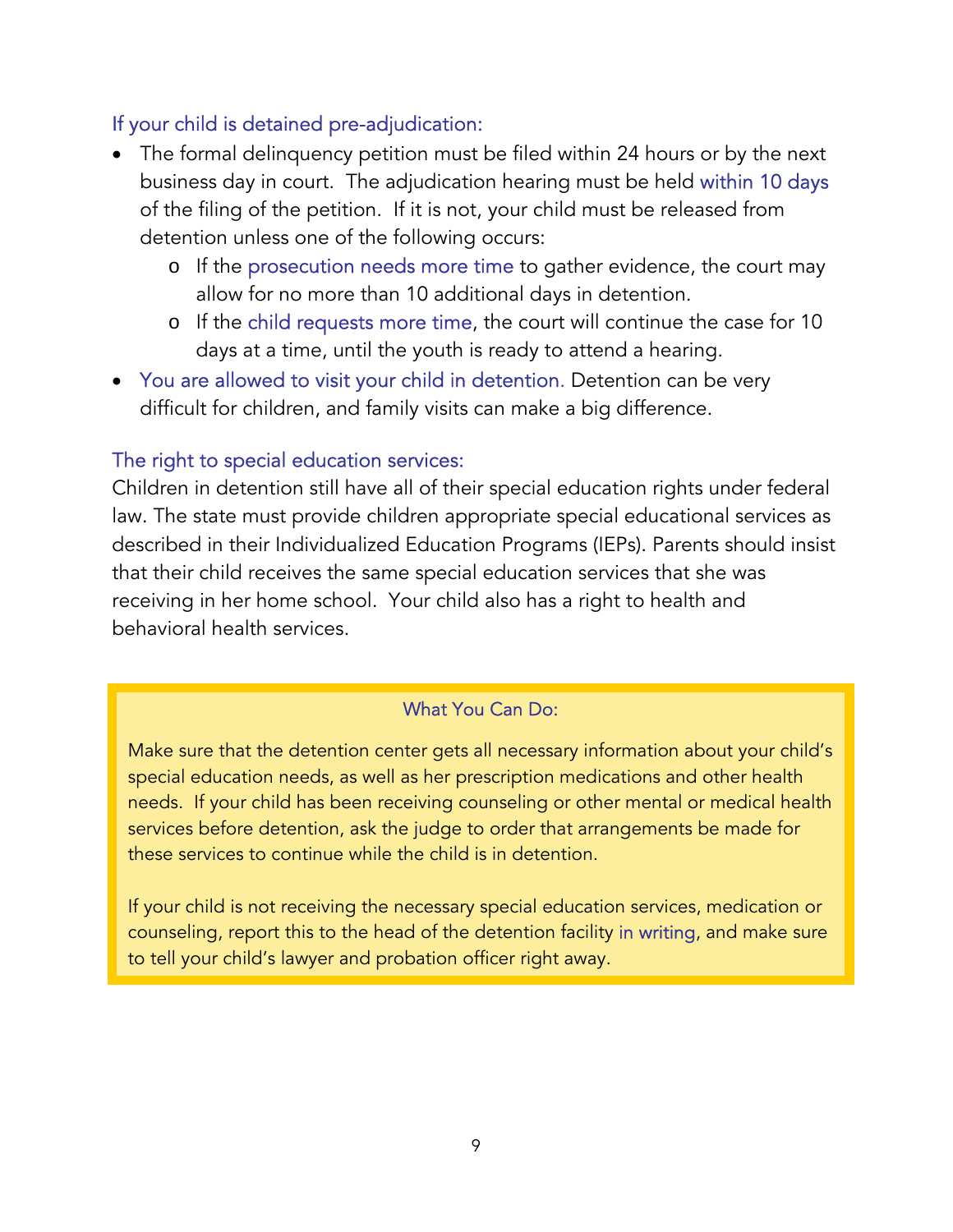### If your child is detained pre-adjudication:

- The formal delinquency petition must be filed within 24 hours or by the next business day in court. The adjudication hearing must be held within 10 days of the filing of the petition. If it is not, your child must be released from detention unless one of the following occurs:
  - If the prosecution needs more time to gather evidence, the court may allow for no more than 10 additional days in detention.
  - If the child requests more time, the court will continue the case for 10 days at a time, until the youth is ready to attend a hearing.
- You are allowed to visit your child in detention. Detention can be very difficult for children, and family visits can make a big difference.

### The right to special education services:

Children in detention still have all of their special education rights under federal law. The state must provide children appropriate special educational services as described in their Individualized Education Programs (IEPs). Parents should insist that their child receives the same special education services that she was receiving in her home school. Your child also has a right to health and behavioral health services.

> **What You Can Do:**
>
> Make sure that the detention center gets all necessary information about your child's special education needs, as well as her prescription medications and other health needs. If your child has been receiving counseling or other mental or medical health services before detention, ask the judge to order that arrangements be made for these services to continue while the child is in detention.
>
> If your child is not receiving the necessary special education services, medication or counseling, report this to the head of the detention facility in writing, and make sure to tell your child's lawyer and probation officer right away.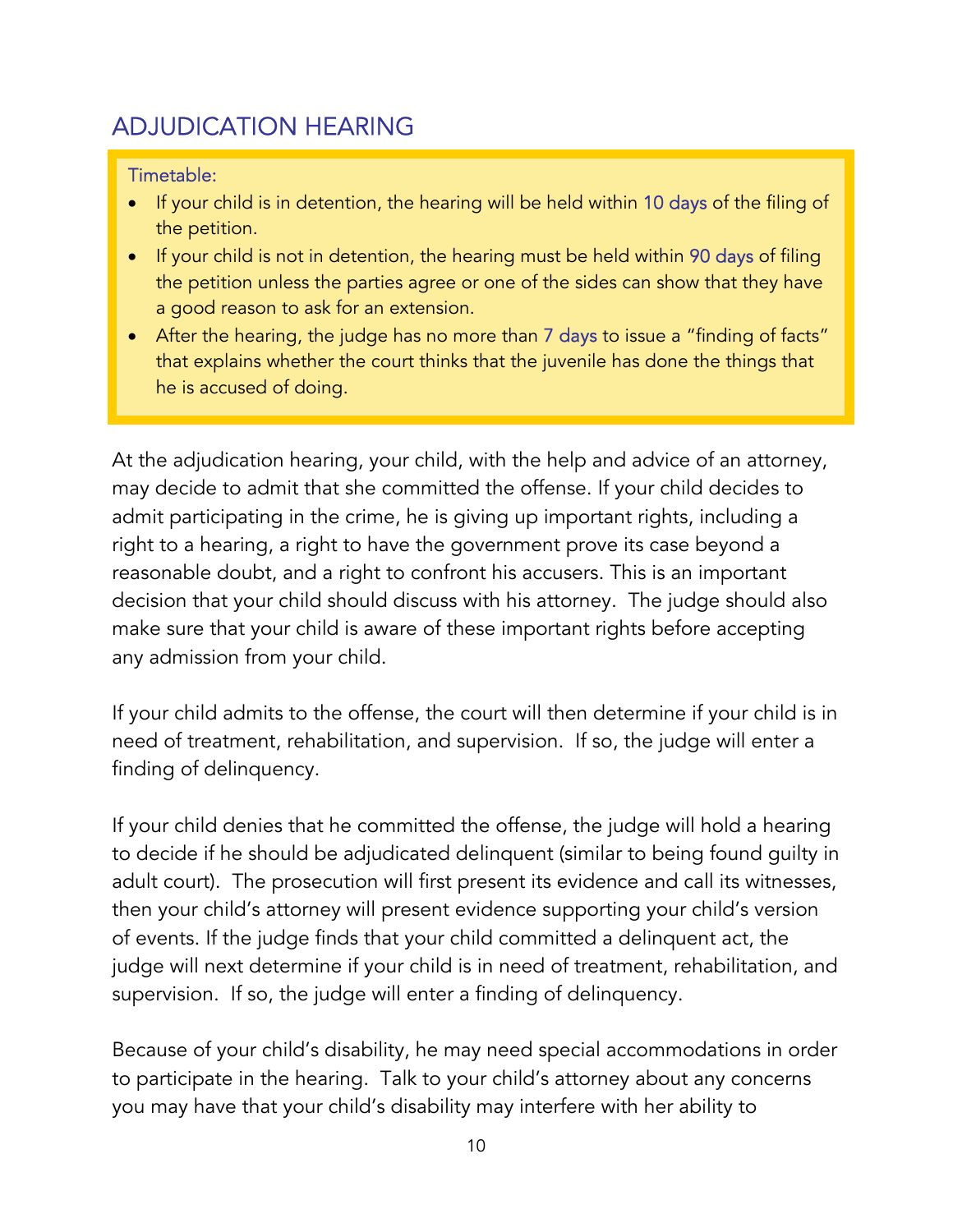## ADJUDICATION HEARING

Timetable:

- If your child is in detention, the hearing will be held within 10 days of the filing of the petition.
- If your child is not in detention, the hearing must be held within 90 days of filing the petition unless the parties agree or one of the sides can show that they have a good reason to ask for an extension.
- After the hearing, the judge has no more than 7 days to issue a "finding of facts" that explains whether the court thinks that the juvenile has done the things that he is accused of doing.

At the adjudication hearing, your child, with the help and advice of an attorney, may decide to admit that she committed the offense. If your child decides to admit participating in the crime, he is giving up important rights, including a right to a hearing, a right to have the government prove its case beyond a reasonable doubt, and a right to confront his accusers. This is an important decision that your child should discuss with his attorney. The judge should also make sure that your child is aware of these important rights before accepting any admission from your child.

If your child admits to the offense, the court will then determine if your child is in need of treatment, rehabilitation, and supervision. If so, the judge will enter a finding of delinquency.

If your child denies that he committed the offense, the judge will hold a hearing to decide if he should be adjudicated delinquent (similar to being found guilty in adult court). The prosecution will first present its evidence and call its witnesses, then your child's attorney will present evidence supporting your child's version of events. If the judge finds that your child committed a delinquent act, the judge will next determine if your child is in need of treatment, rehabilitation, and supervision. If so, the judge will enter a finding of delinquency.

Because of your child's disability, he may need special accommodations in order to participate in the hearing. Talk to your child's attorney about any concerns you may have that your child's disability may interfere with her ability to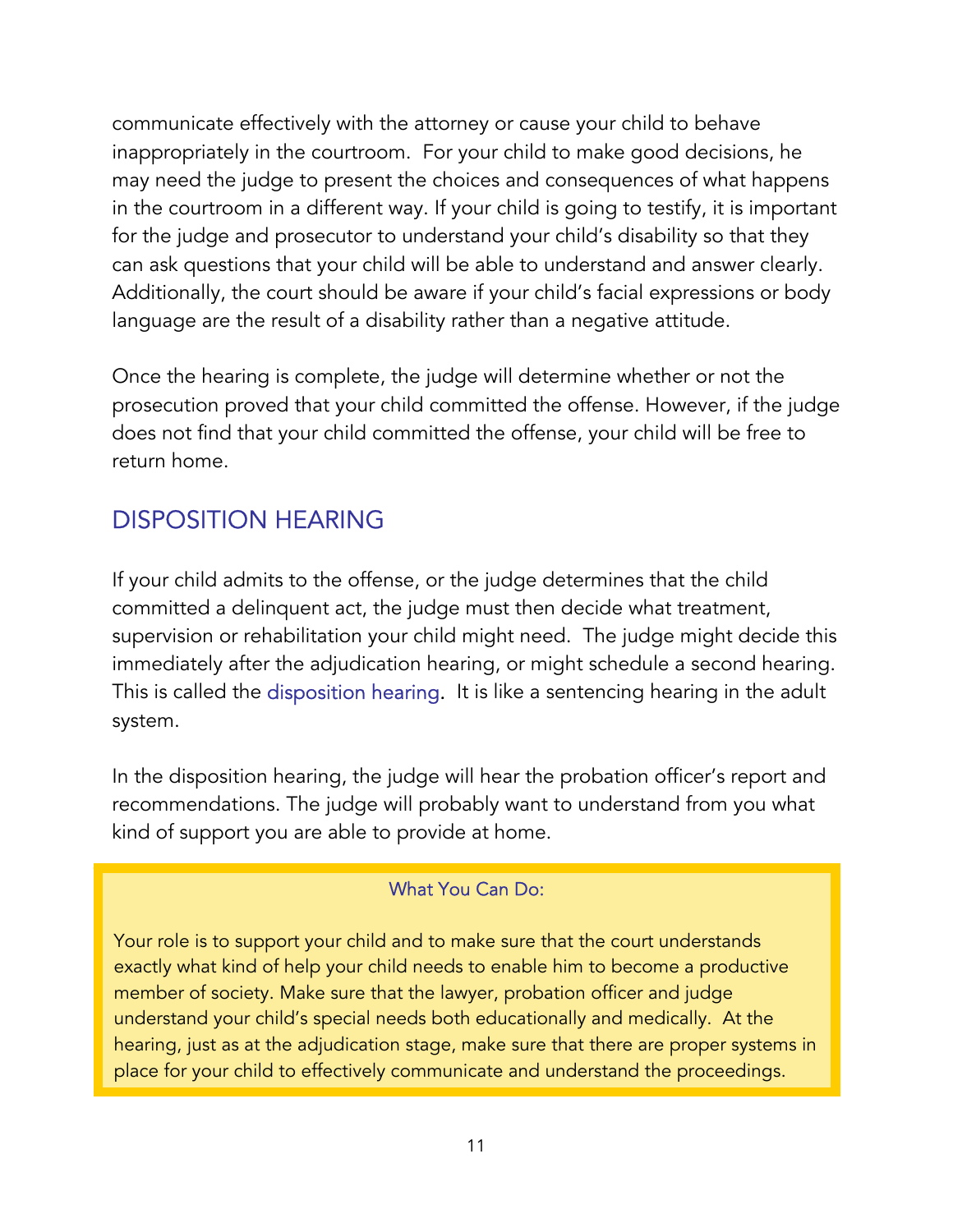communicate effectively with the attorney or cause your child to behave inappropriately in the courtroom. For your child to make good decisions, he may need the judge to present the choices and consequences of what happens in the courtroom in a different way. If your child is going to testify, it is important for the judge and prosecutor to understand your child's disability so that they can ask questions that your child will be able to understand and answer clearly. Additionally, the court should be aware if your child's facial expressions or body language are the result of a disability rather than a negative attitude.

Once the hearing is complete, the judge will determine whether or not the prosecution proved that your child committed the offense. However, if the judge does not find that your child committed the offense, your child will be free to return home.

## DISPOSITION HEARING

If your child admits to the offense, or the judge determines that the child committed a delinquent act, the judge must then decide what treatment, supervision or rehabilitation your child might need. The judge might decide this immediately after the adjudication hearing, or might schedule a second hearing. This is called the disposition hearing. It is like a sentencing hearing in the adult system.

In the disposition hearing, the judge will hear the probation officer's report and recommendations. The judge will probably want to understand from you what kind of support you are able to provide at home.

> **What You Can Do:**
>
> Your role is to support your child and to make sure that the court understands exactly what kind of help your child needs to enable him to become a productive member of society. Make sure that the lawyer, probation officer and judge understand your child's special needs both educationally and medically. At the hearing, just as at the adjudication stage, make sure that there are proper systems in place for your child to effectively communicate and understand the proceedings.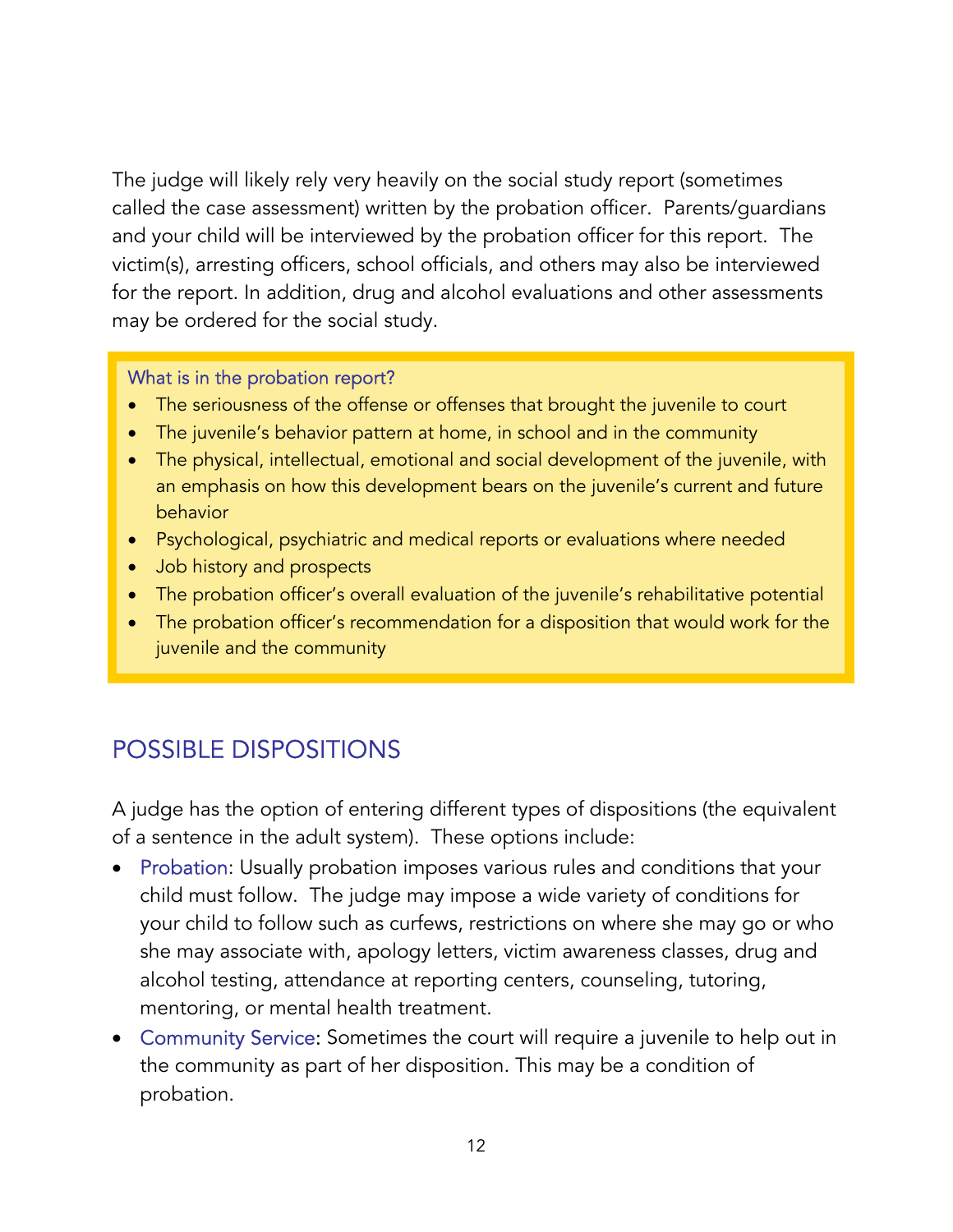The judge will likely rely very heavily on the social study report (sometimes called the case assessment) written by the probation officer. Parents/guardians and your child will be interviewed by the probation officer for this report. The victim(s), arresting officers, school officials, and others may also be interviewed for the report. In addition, drug and alcohol evaluations and other assessments may be ordered for the social study.

> **What is in the probation report?**
>
> - The seriousness of the offense or offenses that brought the juvenile to court
> - The juvenile's behavior pattern at home, in school and in the community
> - The physical, intellectual, emotional and social development of the juvenile, with an emphasis on how this development bears on the juvenile's current and future behavior
> - Psychological, psychiatric and medical reports or evaluations where needed
> - Job history and prospects
> - The probation officer's overall evaluation of the juvenile's rehabilitative potential
> - The probation officer's recommendation for a disposition that would work for the juvenile and the community

## POSSIBLE DISPOSITIONS

A judge has the option of entering different types of dispositions (the equivalent of a sentence in the adult system). These options include:

- **Probation**: Usually probation imposes various rules and conditions that your child must follow. The judge may impose a wide variety of conditions for your child to follow such as curfews, restrictions on where she may go or who she may associate with, apology letters, victim awareness classes, drug and alcohol testing, attendance at reporting centers, counseling, tutoring, mentoring, or mental health treatment.
- **Community Service**: Sometimes the court will require a juvenile to help out in the community as part of her disposition. This may be a condition of probation.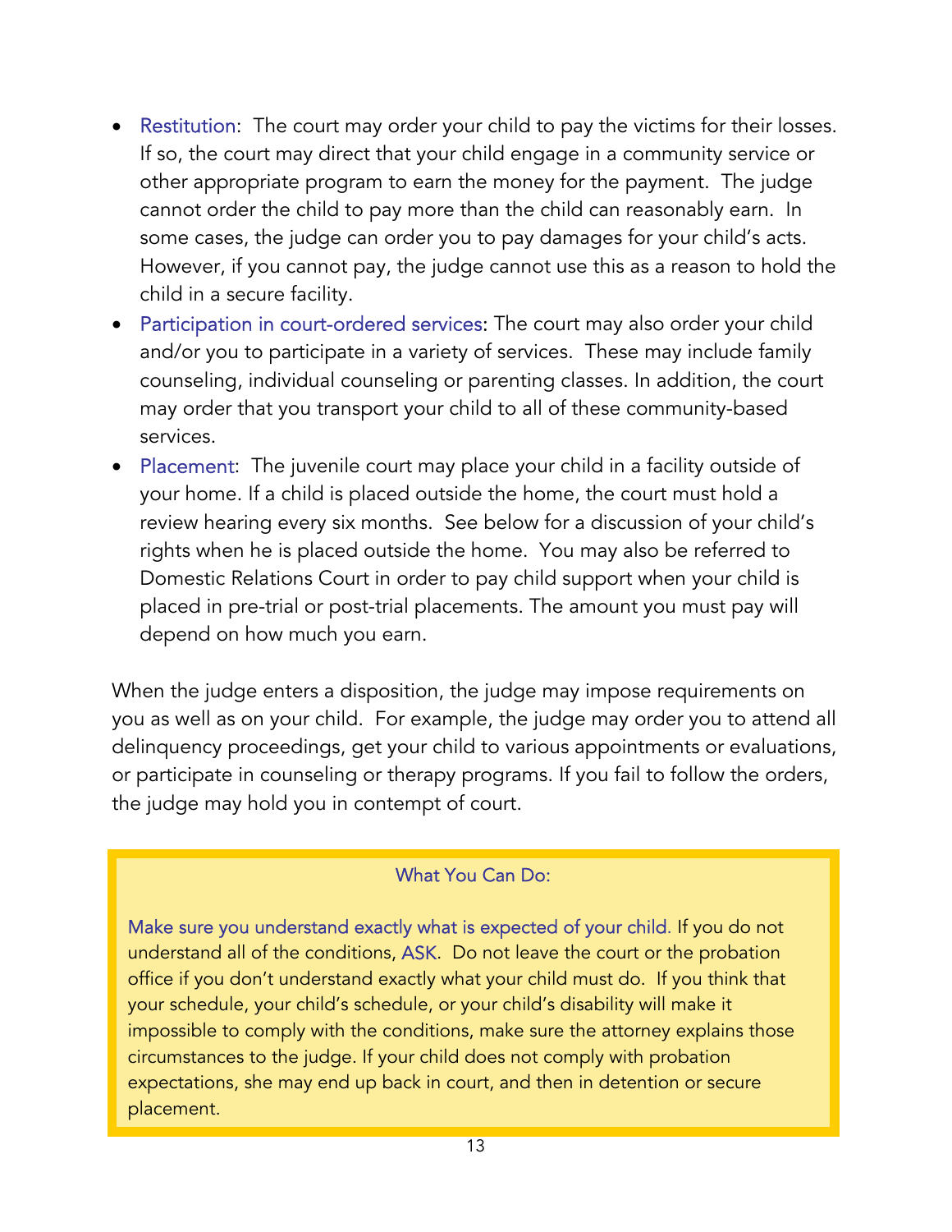- Restitution: The court may order your child to pay the victims for their losses. If so, the court may direct that your child engage in a community service or other appropriate program to earn the money for the payment. The judge cannot order the child to pay more than the child can reasonably earn. In some cases, the judge can order you to pay damages for your child's acts. However, if you cannot pay, the judge cannot use this as a reason to hold the child in a secure facility.
- Participation in court-ordered services: The court may also order your child and/or you to participate in a variety of services. These may include family counseling, individual counseling or parenting classes. In addition, the court may order that you transport your child to all of these community-based services.
- Placement: The juvenile court may place your child in a facility outside of your home. If a child is placed outside the home, the court must hold a review hearing every six months. See below for a discussion of your child's rights when he is placed outside the home. You may also be referred to Domestic Relations Court in order to pay child support when your child is placed in pre-trial or post-trial placements. The amount you must pay will depend on how much you earn.

When the judge enters a disposition, the judge may impose requirements on you as well as on your child. For example, the judge may order you to attend all delinquency proceedings, get your child to various appointments or evaluations, or participate in counseling or therapy programs. If you fail to follow the orders, the judge may hold you in contempt of court.

> **What You Can Do:**
>
> Make sure you understand exactly what is expected of your child. If you do not understand all of the conditions, ASK. Do not leave the court or the probation office if you don't understand exactly what your child must do. If you think that your schedule, your child's schedule, or your child's disability will make it impossible to comply with the conditions, make sure the attorney explains those circumstances to the judge. If your child does not comply with probation expectations, she may end up back in court, and then in detention or secure placement.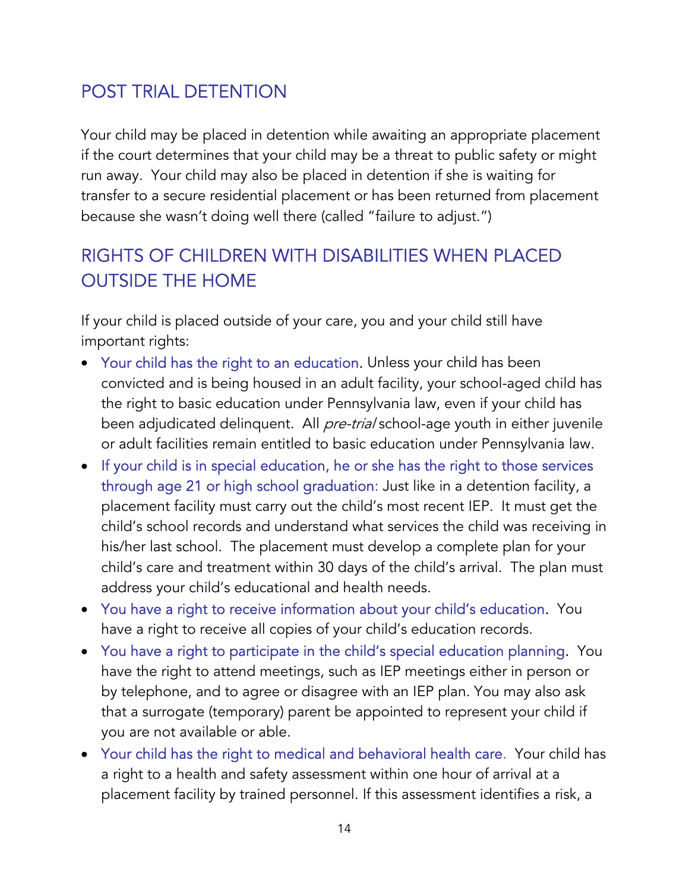## POST TRIAL DETENTION

Your child may be placed in detention while awaiting an appropriate placement if the court determines that your child may be a threat to public safety or might run away. Your child may also be placed in detention if she is waiting for transfer to a secure residential placement or has been returned from placement because she wasn't doing well there (called "failure to adjust.")

## RIGHTS OF CHILDREN WITH DISABILITIES WHEN PLACED OUTSIDE THE HOME

If your child is placed outside of your care, you and your child still have important rights:

- Your child has the right to an education. Unless your child has been convicted and is being housed in an adult facility, your school-aged child has the right to basic education under Pennsylvania law, even if your child has been adjudicated delinquent. All *pre-trial* school-age youth in either juvenile or adult facilities remain entitled to basic education under Pennsylvania law.
- If your child is in special education, he or she has the right to those services through age 21 or high school graduation: Just like in a detention facility, a placement facility must carry out the child's most recent IEP. It must get the child's school records and understand what services the child was receiving in his/her last school. The placement must develop a complete plan for your child's care and treatment within 30 days of the child's arrival. The plan must address your child's educational and health needs.
- You have a right to receive information about your child's education. You have a right to receive all copies of your child's education records.
- You have a right to participate in the child's special education planning. You have the right to attend meetings, such as IEP meetings either in person or by telephone, and to agree or disagree with an IEP plan. You may also ask that a surrogate (temporary) parent be appointed to represent your child if you are not available or able.
- Your child has the right to medical and behavioral health care. Your child has a right to a health and safety assessment within one hour of arrival at a placement facility by trained personnel. If this assessment identifies a risk, a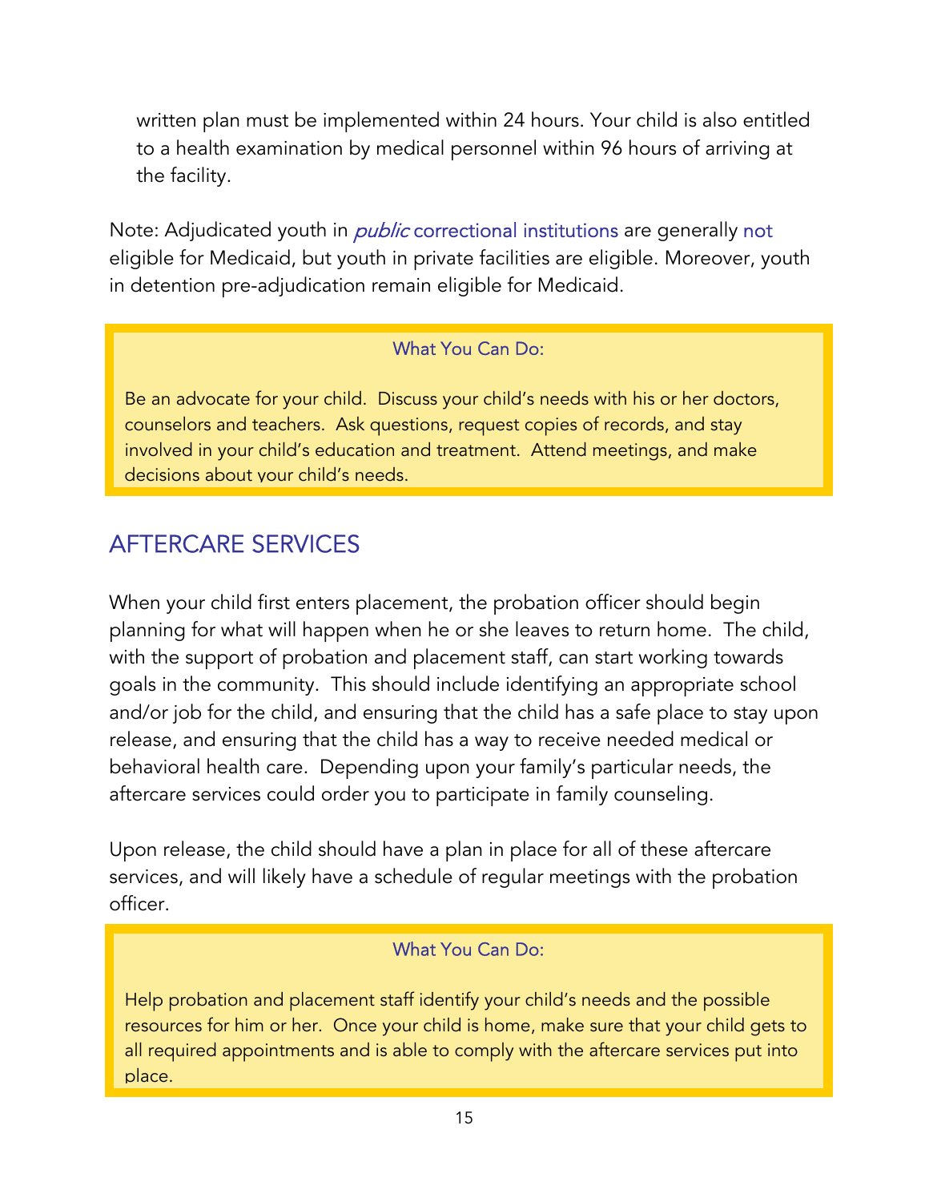written plan must be implemented within 24 hours. Your child is also entitled to a health examination by medical personnel within 96 hours of arriving at the facility.

Note: Adjudicated youth in *public* correctional institutions are generally not eligible for Medicaid, but youth in private facilities are eligible. Moreover, youth in detention pre-adjudication remain eligible for Medicaid.

> **What You Can Do:**
>
> Be an advocate for your child. Discuss your child's needs with his or her doctors, counselors and teachers. Ask questions, request copies of records, and stay involved in your child's education and treatment. Attend meetings, and make decisions about your child's needs.

## AFTERCARE SERVICES

When your child first enters placement, the probation officer should begin planning for what will happen when he or she leaves to return home. The child, with the support of probation and placement staff, can start working towards goals in the community. This should include identifying an appropriate school and/or job for the child, and ensuring that the child has a safe place to stay upon release, and ensuring that the child has a way to receive needed medical or behavioral health care. Depending upon your family's particular needs, the aftercare services could order you to participate in family counseling.

Upon release, the child should have a plan in place for all of these aftercare services, and will likely have a schedule of regular meetings with the probation officer.

> **What You Can Do:**
>
> Help probation and placement staff identify your child's needs and the possible resources for him or her. Once your child is home, make sure that your child gets to all required appointments and is able to comply with the aftercare services put into place.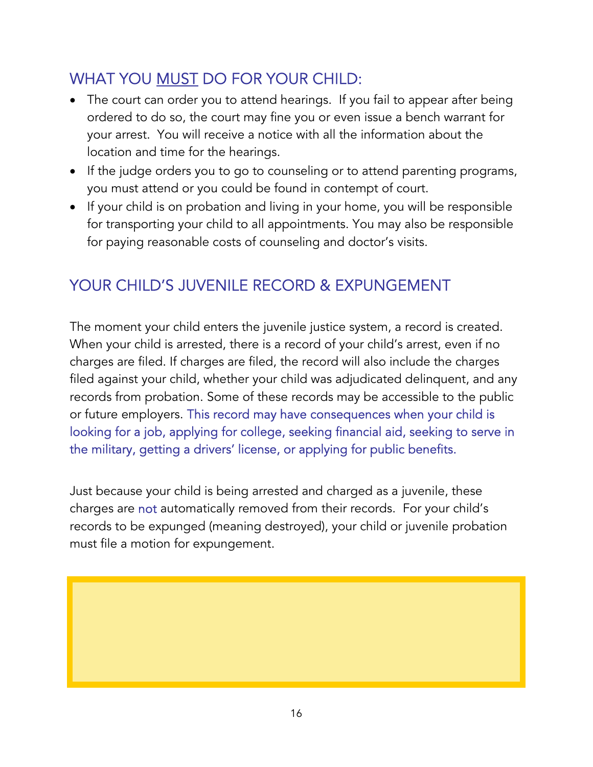## WHAT YOU <u>MUST</u> DO FOR YOUR CHILD:

- The court can order you to attend hearings. If you fail to appear after being ordered to do so, the court may fine you or even issue a bench warrant for your arrest. You will receive a notice with all the information about the location and time for the hearings.
- If the judge orders you to go to counseling or to attend parenting programs, you must attend or you could be found in contempt of court.
- If your child is on probation and living in your home, you will be responsible for transporting your child to all appointments. You may also be responsible for paying reasonable costs of counseling and doctor's visits.

## YOUR CHILD'S JUVENILE RECORD & EXPUNGEMENT

The moment your child enters the juvenile justice system, a record is created. When your child is arrested, there is a record of your child's arrest, even if no charges are filed. If charges are filed, the record will also include the charges filed against your child, whether your child was adjudicated delinquent, and any records from probation. Some of these records may be accessible to the public or future employers. This record may have consequences when your child is looking for a job, applying for college, seeking financial aid, seeking to serve in the military, getting a drivers' license, or applying for public benefits.

Just because your child is being arrested and charged as a juvenile, these charges are not automatically removed from their records. For your child's records to be expunged (meaning destroyed), your child or juvenile probation must file a motion for expungement.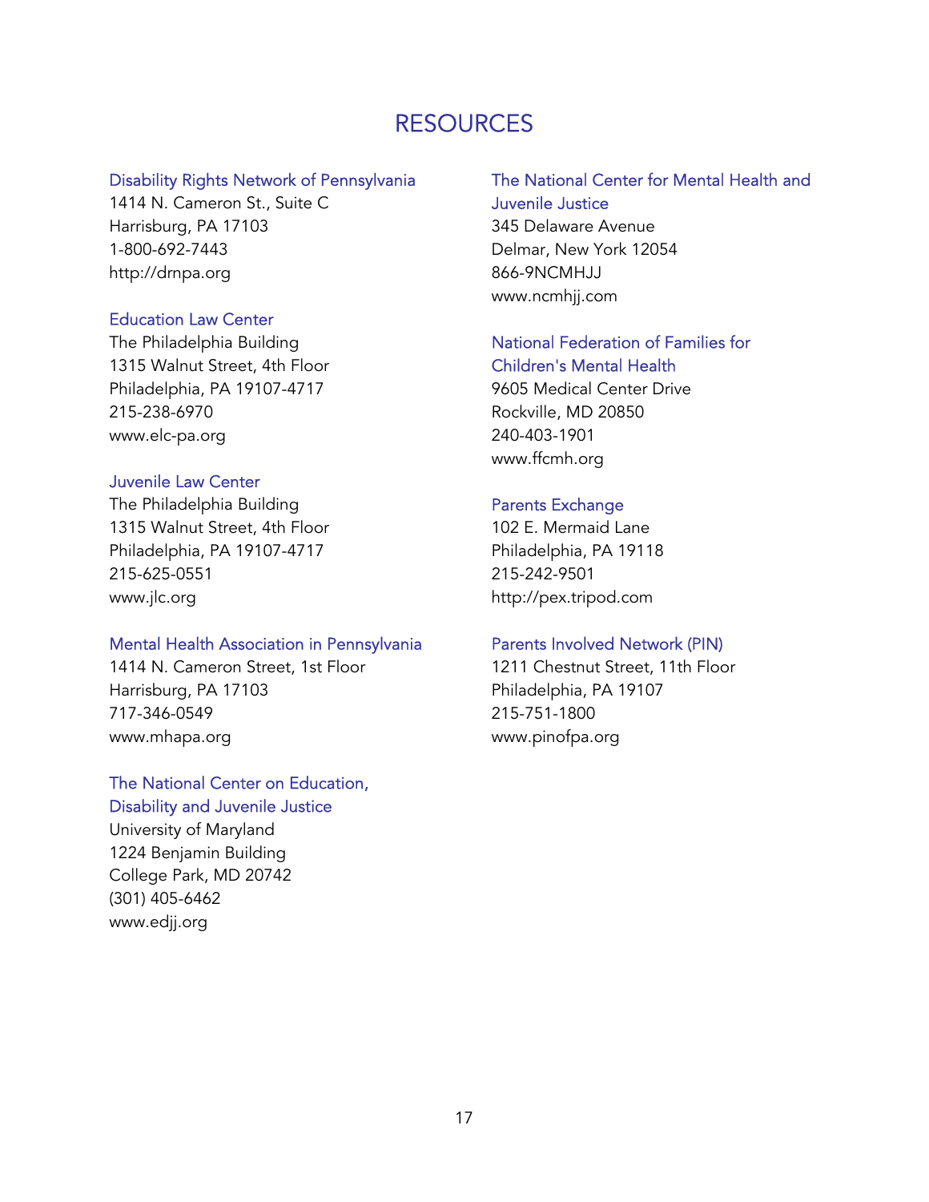# RESOURCES

### Disability Rights Network of Pennsylvania
1414 N. Cameron St., Suite C
Harrisburg, PA 17103
1-800-692-7443
http://drnpa.org

### Education Law Center
The Philadelphia Building
1315 Walnut Street, 4th Floor
Philadelphia, PA 19107-4717
215-238-6970
www.elc-pa.org

### Juvenile Law Center
The Philadelphia Building
1315 Walnut Street, 4th Floor
Philadelphia, PA 19107-4717
215-625-0551
www.jlc.org

### Mental Health Association in Pennsylvania
1414 N. Cameron Street, 1st Floor
Harrisburg, PA 17103
717-346-0549
www.mhapa.org

### The National Center on Education, Disability and Juvenile Justice
University of Maryland
1224 Benjamin Building
College Park, MD 20742
(301) 405-6462
www.edjj.org

### The National Center for Mental Health and Juvenile Justice
345 Delaware Avenue
Delmar, New York 12054
866-9NCMHJJ
www.ncmhjj.com

### National Federation of Families for Children's Mental Health
9605 Medical Center Drive
Rockville, MD 20850
240-403-1901
www.ffcmh.org

### Parents Exchange
102 E. Mermaid Lane
Philadelphia, PA 19118
215-242-9501
http://pex.tripod.com

### Parents Involved Network (PIN)
1211 Chestnut Street, 11th Floor
Philadelphia, PA 19107
215-751-1800
www.pinofpa.org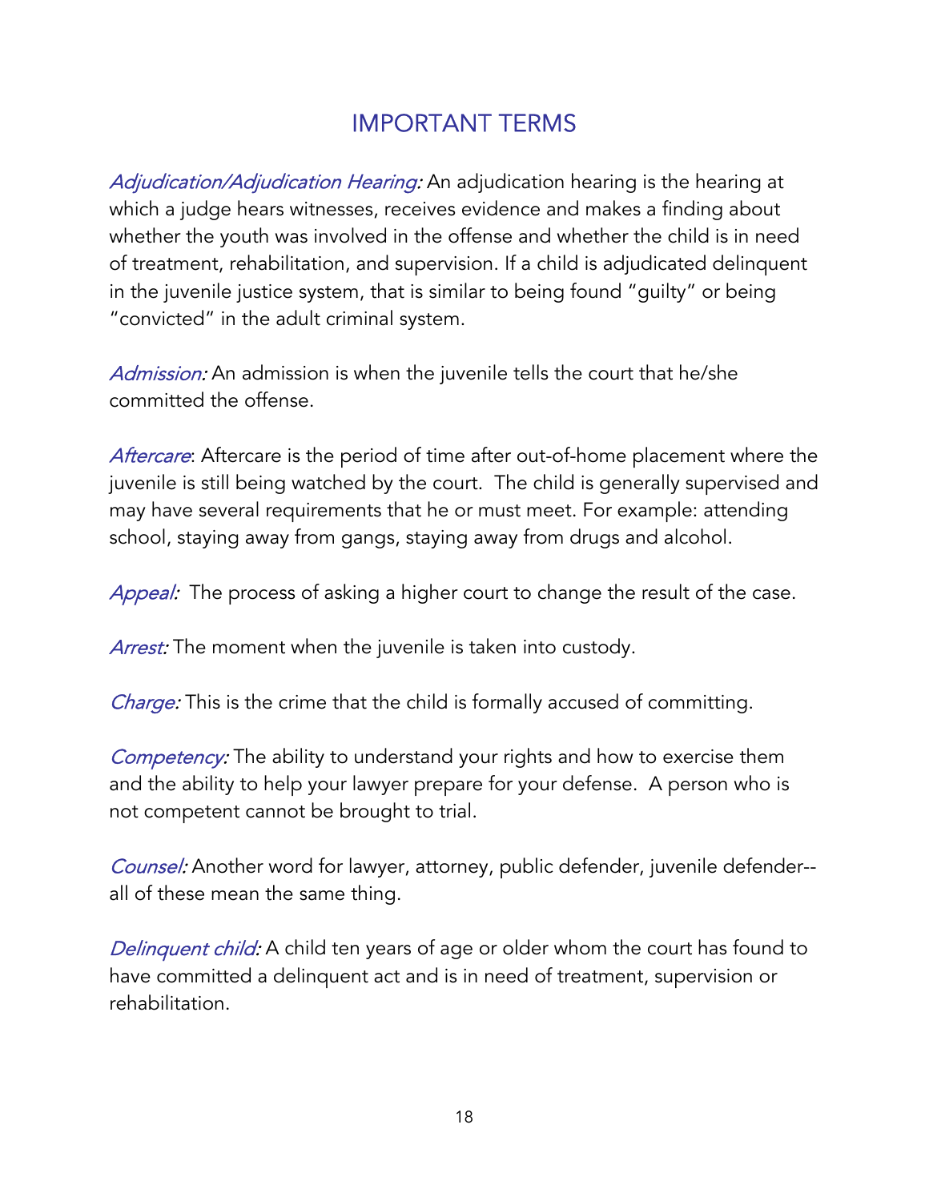## IMPORTANT TERMS

*Adjudication/Adjudication Hearing:* An adjudication hearing is the hearing at which a judge hears witnesses, receives evidence and makes a finding about whether the youth was involved in the offense and whether the child is in need of treatment, rehabilitation, and supervision. If a child is adjudicated delinquent in the juvenile justice system, that is similar to being found "guilty" or being "convicted" in the adult criminal system.

*Admission:* An admission is when the juvenile tells the court that he/she committed the offense.

*Aftercare*: Aftercare is the period of time after out-of-home placement where the juvenile is still being watched by the court. The child is generally supervised and may have several requirements that he or must meet. For example: attending school, staying away from gangs, staying away from drugs and alcohol.

*Appeal:* The process of asking a higher court to change the result of the case.

*Arrest:* The moment when the juvenile is taken into custody.

*Charge:* This is the crime that the child is formally accused of committing.

*Competency:* The ability to understand your rights and how to exercise them and the ability to help your lawyer prepare for your defense. A person who is not competent cannot be brought to trial.

*Counsel:* Another word for lawyer, attorney, public defender, juvenile defender--all of these mean the same thing.

*Delinquent child:* A child ten years of age or older whom the court has found to have committed a delinquent act and is in need of treatment, supervision or rehabilitation.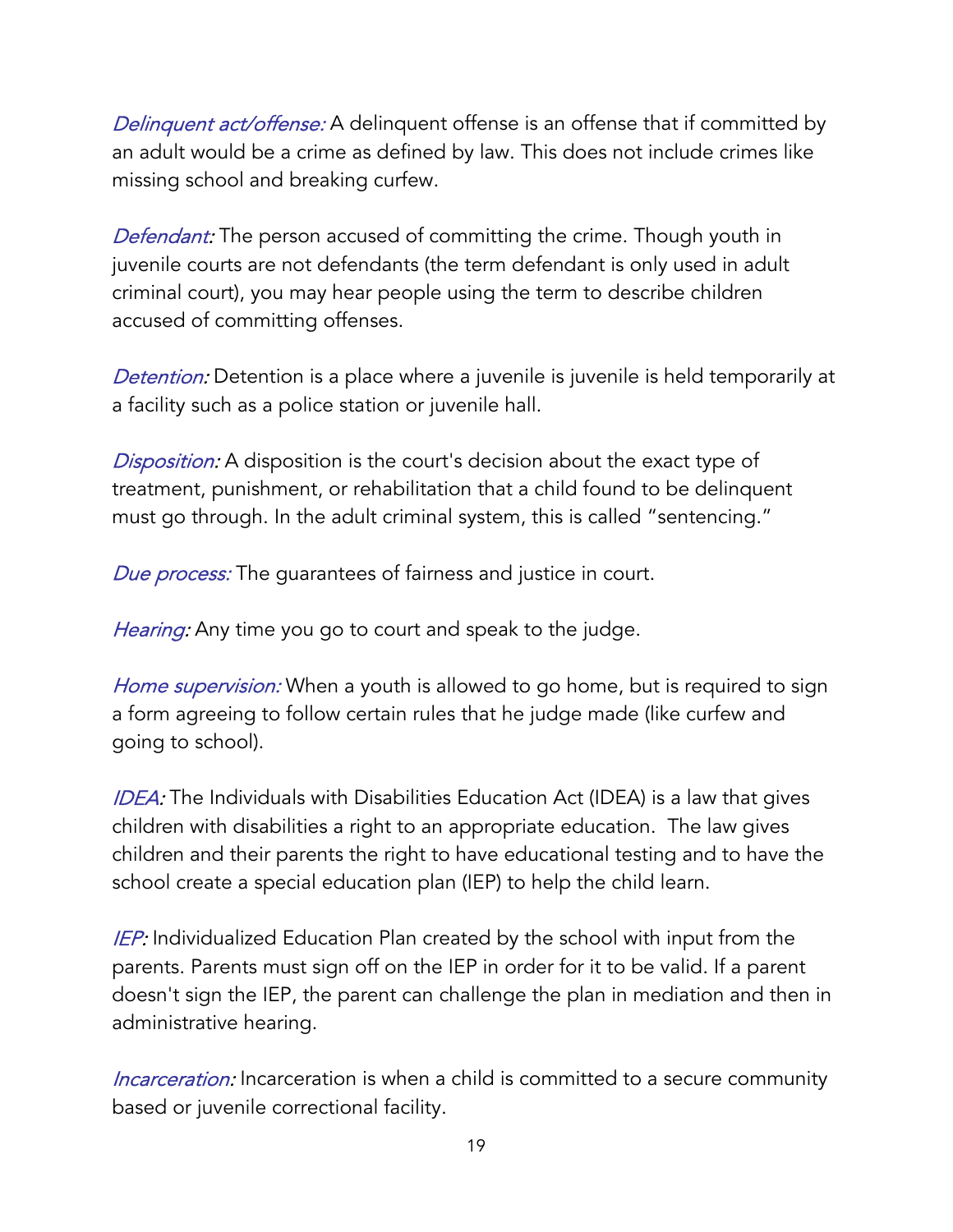*Delinquent act/offense:* A delinquent offense is an offense that if committed by an adult would be a crime as defined by law. This does not include crimes like missing school and breaking curfew.

*Defendant:* The person accused of committing the crime. Though youth in juvenile courts are not defendants (the term defendant is only used in adult criminal court), you may hear people using the term to describe children accused of committing offenses.

*Detention:* Detention is a place where a juvenile is juvenile is held temporarily at a facility such as a police station or juvenile hall.

*Disposition:* A disposition is the court's decision about the exact type of treatment, punishment, or rehabilitation that a child found to be delinquent must go through. In the adult criminal system, this is called "sentencing."

*Due process:* The guarantees of fairness and justice in court.

*Hearing:* Any time you go to court and speak to the judge.

*Home supervision:* When a youth is allowed to go home, but is required to sign a form agreeing to follow certain rules that he judge made (like curfew and going to school).

*IDEA:* The Individuals with Disabilities Education Act (IDEA) is a law that gives children with disabilities a right to an appropriate education. The law gives children and their parents the right to have educational testing and to have the school create a special education plan (IEP) to help the child learn.

*IEP:* Individualized Education Plan created by the school with input from the parents. Parents must sign off on the IEP in order for it to be valid. If a parent doesn't sign the IEP, the parent can challenge the plan in mediation and then in administrative hearing.

*Incarceration:* Incarceration is when a child is committed to a secure community based or juvenile correctional facility.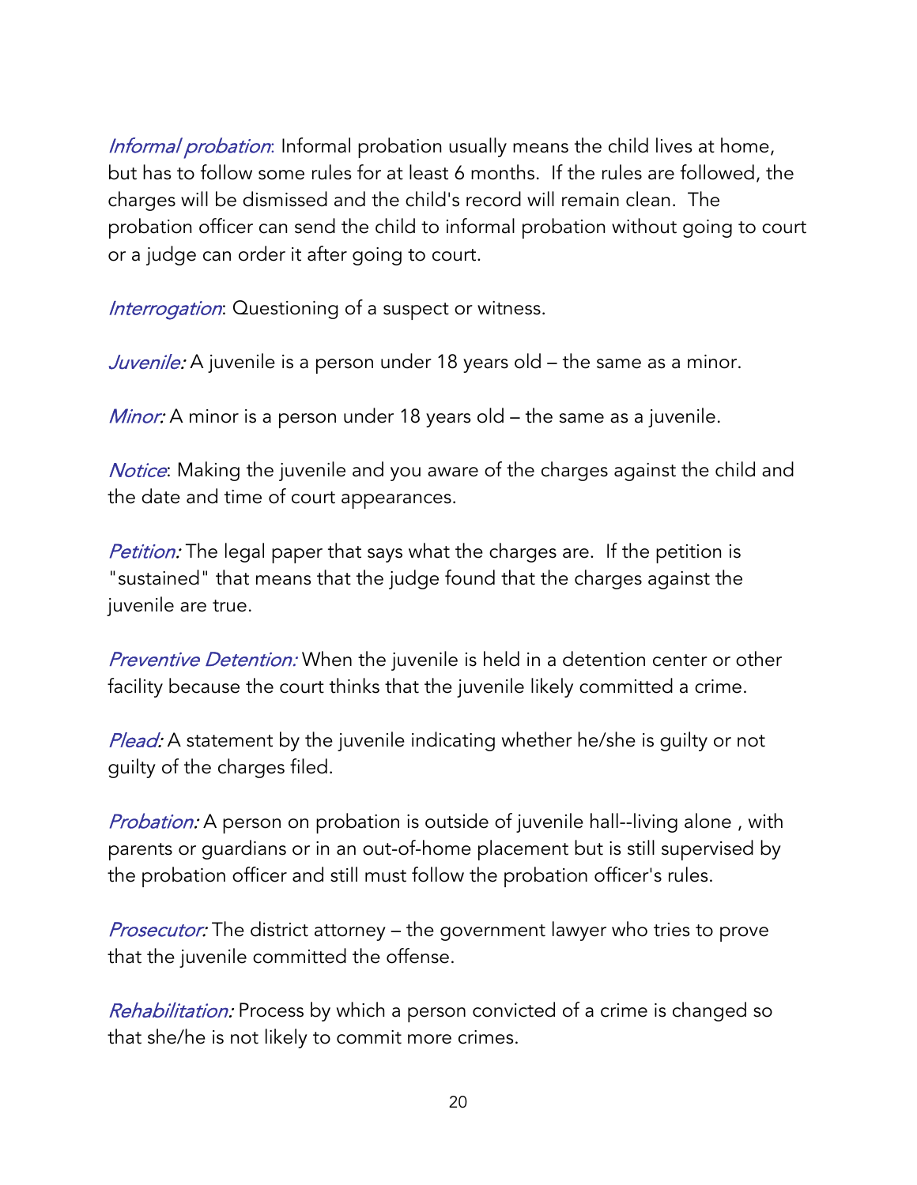*Informal probation*: Informal probation usually means the child lives at home, but has to follow some rules for at least 6 months. If the rules are followed, the charges will be dismissed and the child's record will remain clean. The probation officer can send the child to informal probation without going to court or a judge can order it after going to court.

*Interrogation*: Questioning of a suspect or witness.

*Juvenile:* A juvenile is a person under 18 years old – the same as a minor.

*Minor:* A minor is a person under 18 years old – the same as a juvenile.

*Notice*: Making the juvenile and you aware of the charges against the child and the date and time of court appearances.

*Petition:* The legal paper that says what the charges are. If the petition is "sustained" that means that the judge found that the charges against the juvenile are true.

*Preventive Detention:* When the juvenile is held in a detention center or other facility because the court thinks that the juvenile likely committed a crime.

*Plead:* A statement by the juvenile indicating whether he/she is guilty or not guilty of the charges filed.

*Probation:* A person on probation is outside of juvenile hall--living alone , with parents or guardians or in an out-of-home placement but is still supervised by the probation officer and still must follow the probation officer's rules.

*Prosecutor:* The district attorney – the government lawyer who tries to prove that the juvenile committed the offense.

*Rehabilitation:* Process by which a person convicted of a crime is changed so that she/he is not likely to commit more crimes.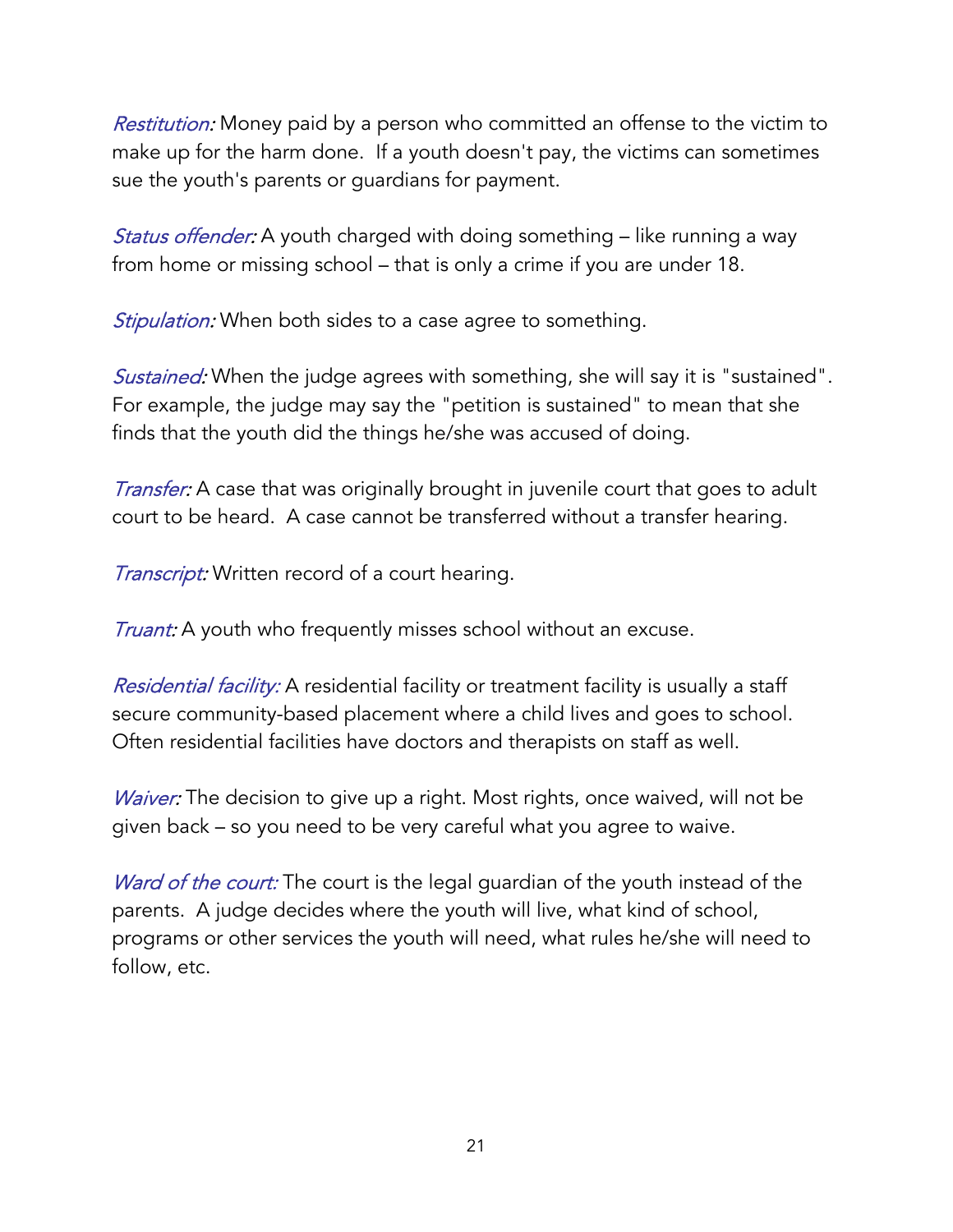*Restitution:* Money paid by a person who committed an offense to the victim to make up for the harm done. If a youth doesn't pay, the victims can sometimes sue the youth's parents or guardians for payment.

*Status offender:* A youth charged with doing something – like running a way from home or missing school – that is only a crime if you are under 18.

*Stipulation:* When both sides to a case agree to something.

*Sustained:* When the judge agrees with something, she will say it is "sustained". For example, the judge may say the "petition is sustained" to mean that she finds that the youth did the things he/she was accused of doing.

*Transfer:* A case that was originally brought in juvenile court that goes to adult court to be heard. A case cannot be transferred without a transfer hearing.

*Transcript:* Written record of a court hearing.

*Truant:* A youth who frequently misses school without an excuse.

*Residential facility:* A residential facility or treatment facility is usually a staff secure community-based placement where a child lives and goes to school. Often residential facilities have doctors and therapists on staff as well.

*Waiver:* The decision to give up a right. Most rights, once waived, will not be given back – so you need to be very careful what you agree to waive.

*Ward of the court:* The court is the legal guardian of the youth instead of the parents. A judge decides where the youth will live, what kind of school, programs or other services the youth will need, what rules he/she will need to follow, etc.